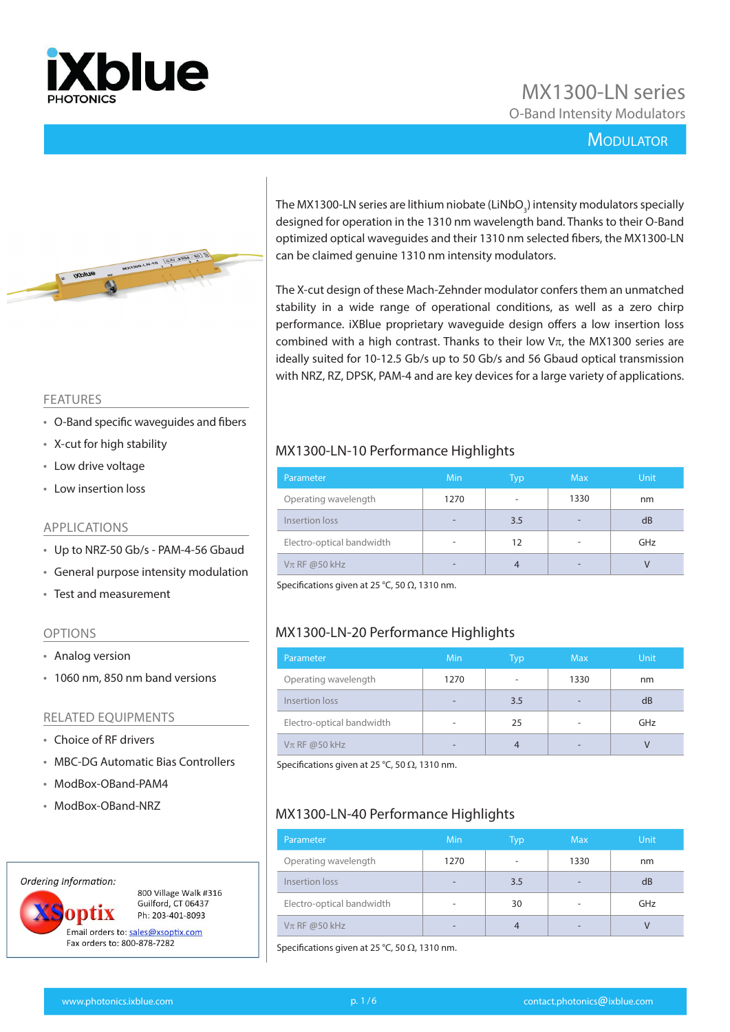# MX1300-LN series

## O-Band Intensity Modulators

MODULATOR

The MX1300-LN series are lithium niobate ($LiNbO_3$) intensity modulators specially designed for operation in the 1310 nm wavelength band. Thanks to their O-Band optimized optical waveguides and their 1310 nm selected fibers, the MX1300-LN can be claimed genuine 1310 nm intensity modulators.

The X-cut design of these Mach-Zehnder modulator confers them an unmatched stability in a wide range of operational conditions, as well as a zero chirp performance. iXBlue proprietary waveguide design offers a low insertion loss combined with a high contrast. Thanks to their low Vπ, the MX1300 series are ideally suited for 10-12.5 Gb/s up to 50 Gb/s and 56 Gbaud optical transmission with NRZ, RZ, DPSK, PAM-4 and are key devices for a large variety of applications.

## FEATURES

- O-Band specific waveguides and fibers
- X-cut for high stability
- Low drive voltage
- Low insertion loss

## APPLICATIONS

- Up to NRZ-50 Gb/s - PAM-4-56 Gbaud
- General purpose intensity modulation
- Test and measurement

## OPTIONS

- Analog version
- 1060 nm, 850 nm band versions

## RELATED EQUIPMENTS

- Choice of RF drivers
- MBC-DG Automatic Bias Controllers
- ModBox-OBand-PAM4
- ModBox-OBand-NRZ

*Ordering Information:*

XSoptix
800 Village Walk #316
Guilford, CT 06437
Ph: 203-401-8093
Email orders to: sales@xsoptix.com
Fax orders to: 800-878-7282

## MX1300-LN-10 Performance Highlights

| Parameter | Min | Typ | Max | Unit |
|---|---|---|---|---|
| Operating wavelength | 1270 | - | 1330 | nm |
| Insertion loss | - | 3.5 | - | dB |
| Electro-optical bandwidth | - | 12 | - | GHz |
| Vπ RF @50 kHz | - | 4 | - | V |

Specifications given at 25 °C, 50 Ω, 1310 nm.

## MX1300-LN-20 Performance Highlights

| Parameter | Min | Typ | Max | Unit |
|---|---|---|---|---|
| Operating wavelength | 1270 | - | 1330 | nm |
| Insertion loss | - | 3.5 | - | dB |
| Electro-optical bandwidth | - | 25 | - | GHz |
| Vπ RF @50 kHz | - | 4 | - | V |

Specifications given at 25 °C, 50 Ω, 1310 nm.

## MX1300-LN-40 Performance Highlights

| Parameter | Min | Typ | Max | Unit |
|---|---|---|---|---|
| Operating wavelength | 1270 | - | 1330 | nm |
| Insertion loss | - | 3.5 | - | dB |
| Electro-optical bandwidth | - | 30 | - | GHz |
| Vπ RF @50 kHz | - | 4 | - | V |

Specifications given at 25 °C, 50 Ω, 1310 nm.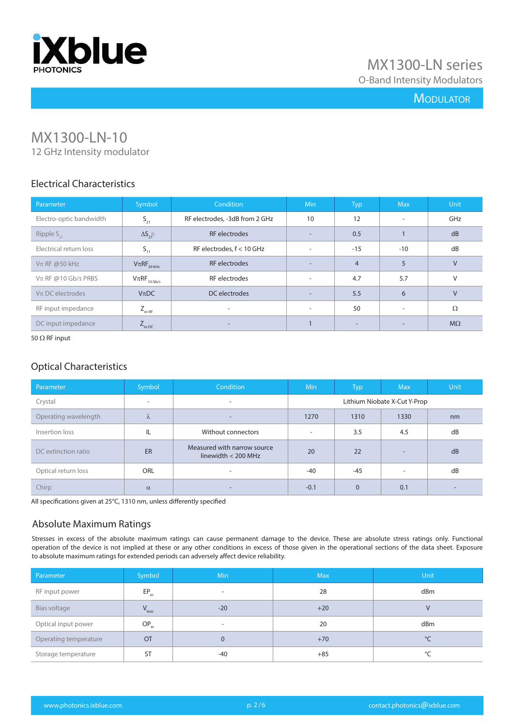# MX1300-LN-10

12 GHz Intensity modulator

## Electrical Characteristics

| Parameter | Symbol | Condition | Min | Typ | Max | Unit |
|---|---|---|---|---|---|---|
| Electro-optic bandwidth | $S_{21}$ | RF electrodes, -3dB from 2 GHz | 10 | 12 | - | GHz |
| Ripple $S_{21}$ | $\Delta S_{21}$ | RF electrodes | - | 0.5 | 1 | dB |
| Electrical return loss | $S_{11}$ | RF electrodes, f < 10 GHz | - | -15 | -10 | dB |
| Vπ RF @50 kHz | $V\pi RF_{50\ kHz}$ | RF electrodes | - | 4 | 5 | V |
| Vπ RF @10 Gb/s PRBS | $V\pi RF_{10\ Gb/s}$ | RF electrodes | - | 4.7 | 5.7 | V |
| Vπ DC electrodes | VπDC | DC electrodes | - | 5.5 | 6 | V |
| RF input impedance | $Z_{in-RF}$ | - | - | 50 | - | Ω |
| DC input impedance | $Z_{in-DC}$ | - | 1 | - | - | MΩ |

50 Ω RF input

## Optical Characteristics

| Parameter | Symbol | Condition | Min | Typ | Max | Unit |
|---|---|---|---|---|---|---|
| Crystal | - | - | Lithium Niobate X-Cut Y-Prop | | | |
| Operating wavelength | λ | - | 1270 | 1310 | 1330 | nm |
| Insertion loss | IL | Without connectors | - | 3.5 | 4.5 | dB |
| DC extinction ratio | ER | Measured with narrow source linewidth < 200 MHz | 20 | 22 | - | dB |
| Optical return loss | ORL | - | -40 | -45 | - | dB |
| Chirp | α | - | -0.1 | 0 | 0.1 | - |

All specifications given at 25°C, 1310 nm, unless differently specified

## Absolute Maximum Ratings

Stresses in excess of the absolute maximum ratings can cause permanent damage to the device. These are absolute stress ratings only. Functional operation of the device is not implied at these or any other conditions in excess of those given in the operational sections of the data sheet. Exposure to absolute maximum ratings for extended periods can adversely affect device reliability.

| Parameter | Symbol | Min | Max | Unit |
|---|---|---|---|---|
| RF input power | $EP_{in}$ | - | 28 | dBm |
| Bias voltage | $V_{bias}$ | -20 | +20 | V |
| Optical input power | $OP_{in}$ | - | 20 | dBm |
| Operating temperature | OT | 0 | +70 | °C |
| Storage temperature | ST | -40 | +85 | °C |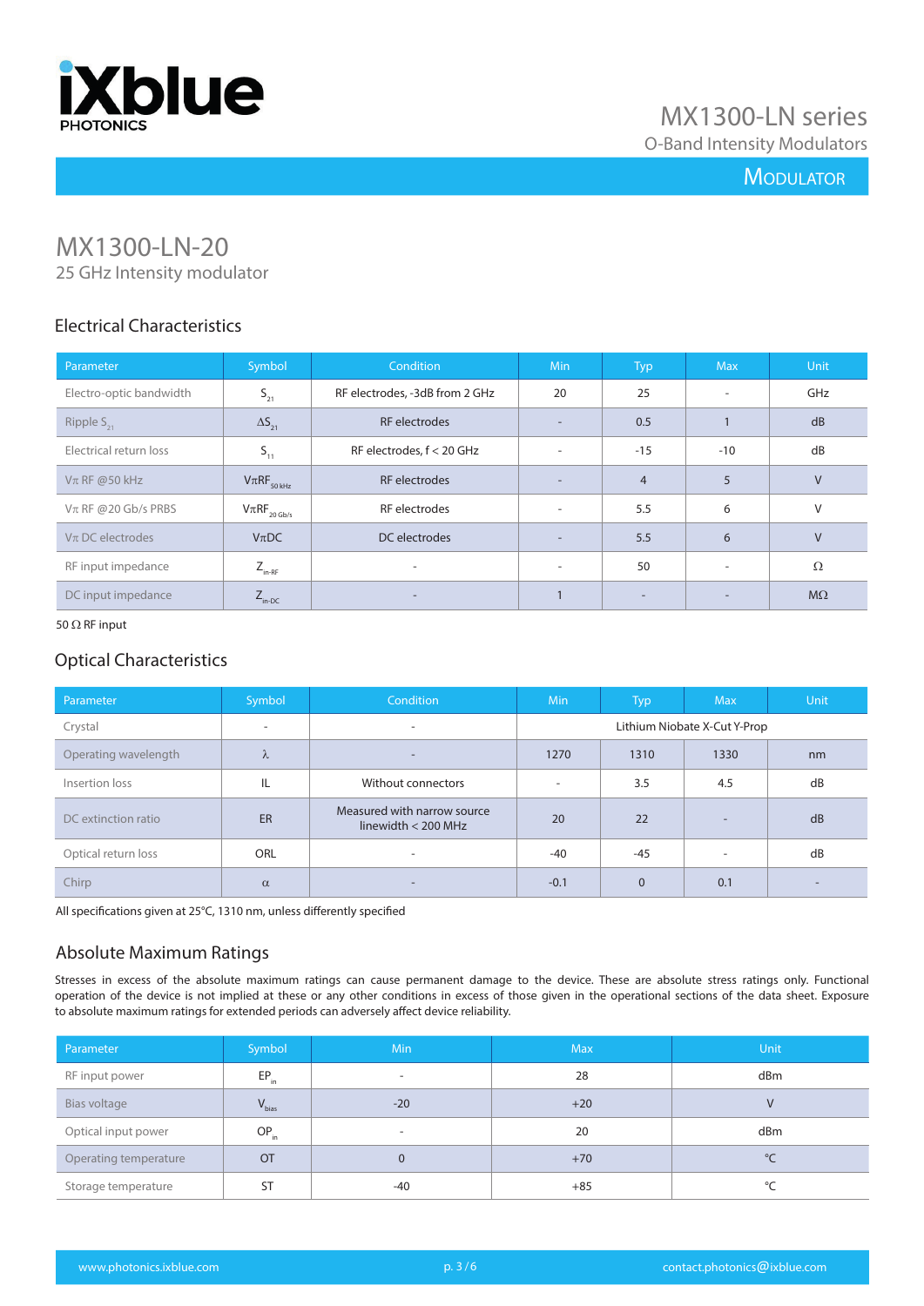# MX1300-LN-20

25 GHz Intensity modulator

## Electrical Characteristics

| Parameter | Symbol | Condition | Min | Typ | Max | Unit |
|---|---|---|---|---|---|---|
| Electro-optic bandwidth | $S_{21}$ | RF electrodes, -3dB from 2 GHz | 20 | 25 | - | GHz |
| Ripple $S_{21}$ | $\Delta S_{21}$ | RF electrodes | - | 0.5 | 1 | dB |
| Electrical return loss | $S_{11}$ | RF electrodes, f < 20 GHz | - | -15 | -10 | dB |
| Vπ RF @50 kHz | $V\pi RF_{50\,kHz}$ | RF electrodes | - | 4 | 5 | V |
| Vπ RF @20 Gb/s PRBS | $V\pi RF_{20\,Gb/s}$ | RF electrodes | - | 5.5 | 6 | V |
| Vπ DC electrodes | $V\pi DC$ | DC electrodes | - | 5.5 | 6 | V |
| RF input impedance | $Z_{in\text{-}RF}$ | - | - | 50 | - | Ω |
| DC input impedance | $Z_{in\text{-}DC}$ | - | 1 | - | - | MΩ |

50 Ω RF input

## Optical Characteristics

| Parameter | Symbol | Condition | Min | Typ | Max | Unit |
|---|---|---|---|---|---|---|
| Crystal | - | - | Lithium Niobate X-Cut Y-Prop | | | |
| Operating wavelength | λ | - | 1270 | 1310 | 1330 | nm |
| Insertion loss | IL | Without connectors | - | 3.5 | 4.5 | dB |
| DC extinction ratio | ER | Measured with narrow source linewidth < 200 MHz | 20 | 22 | - | dB |
| Optical return loss | ORL | - | -40 | -45 | - | dB |
| Chirp | α | - | -0.1 | 0 | 0.1 | - |

All specifications given at 25°C, 1310 nm, unless differently specified

## Absolute Maximum Ratings

Stresses in excess of the absolute maximum ratings can cause permanent damage to the device. These are absolute stress ratings only. Functional operation of the device is not implied at these or any other conditions in excess of those given in the operational sections of the data sheet. Exposure to absolute maximum ratings for extended periods can adversely affect device reliability.

| Parameter | Symbol | Min | Max | Unit |
|---|---|---|---|---|
| RF input power | $EP_{in}$ | - | 28 | dBm |
| Bias voltage | $V_{bias}$ | -20 | +20 | V |
| Optical input power | $OP_{in}$ | - | 20 | dBm |
| Operating temperature | OT | 0 | +70 | °C |
| Storage temperature | ST | -40 | +85 | °C |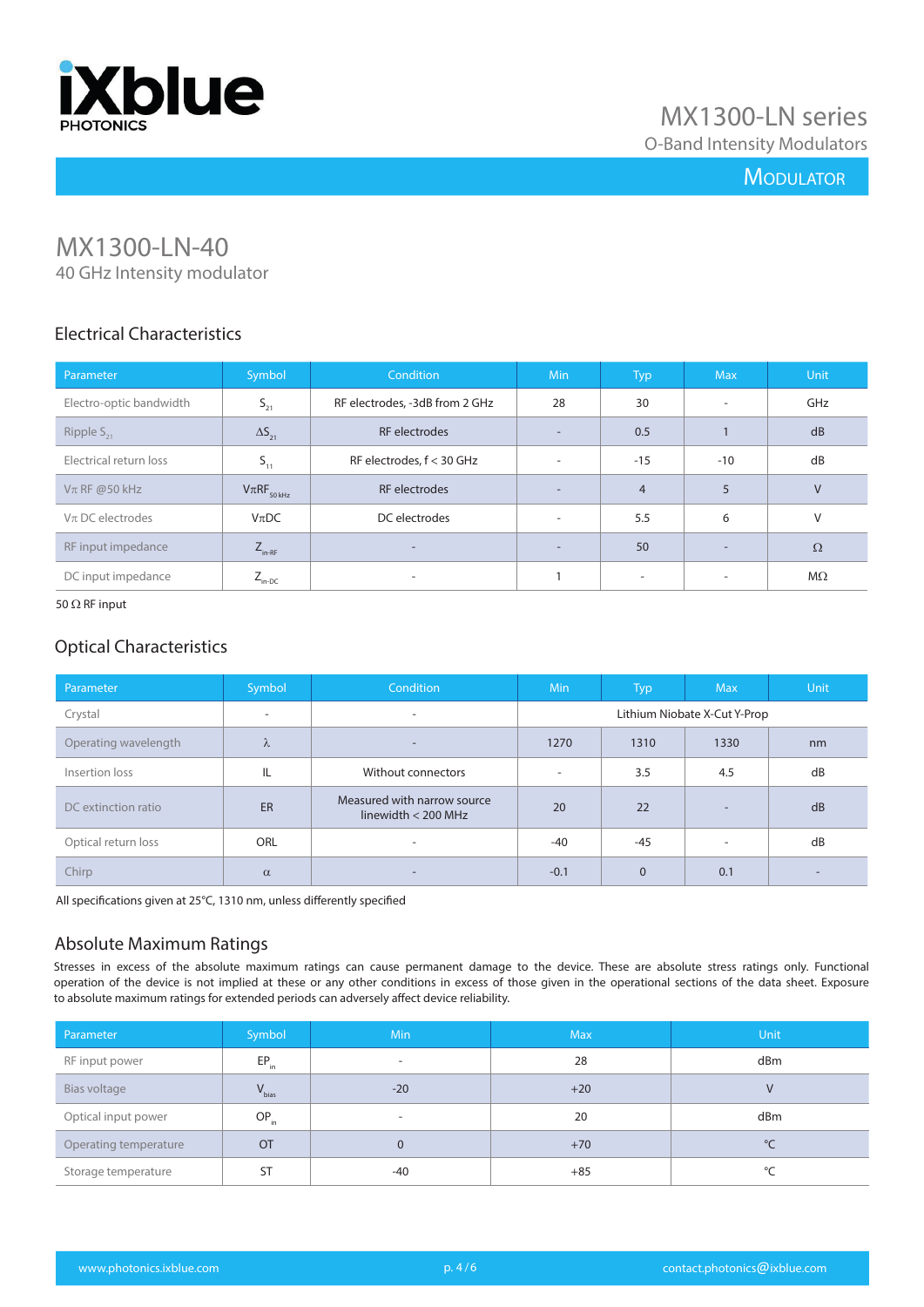# MX1300-LN-40

40 GHz Intensity modulator

## Electrical Characteristics

| Parameter | Symbol | Condition | Min | Typ | Max | Unit |
|---|---|---|---|---|---|---|
| Electro-optic bandwidth | $S_{21}$ | RF electrodes, -3dB from 2 GHz | 28 | 30 | - | GHz |
| Ripple $S_{21}$ | $\Delta S_{21}$ | RF electrodes | - | 0.5 | 1 | dB |
| Electrical return loss | $S_{11}$ | RF electrodes, f < 30 GHz | - | -15 | -10 | dB |
| $V\pi$ RF @50 kHz | $V\pi RF_{50\,kHz}$ | RF electrodes | - | 4 | 5 | V |
| $V\pi$ DC electrodes | $V\pi DC$ | DC electrodes | - | 5.5 | 6 | V |
| RF input impedance | $Z_{in\text{-}RF}$ | - | - | 50 | - | Ω |
| DC input impedance | $Z_{in\text{-}DC}$ | - | 1 | - | - | MΩ |

50 Ω RF input

## Optical Characteristics

| Parameter | Symbol | Condition | Min | Typ | Max | Unit |
|---|---|---|---|---|---|---|
| Crystal | - | - | Lithium Niobate X-Cut Y-Prop | | | |
| Operating wavelength | $\lambda$ | - | 1270 | 1310 | 1330 | nm |
| Insertion loss | IL | Without connectors | - | 3.5 | 4.5 | dB |
| DC extinction ratio | ER | Measured with narrow source linewidth < 200 MHz | 20 | 22 | - | dB |
| Optical return loss | ORL | - | -40 | -45 | - | dB |
| Chirp | $\alpha$ | - | -0.1 | 0 | 0.1 | - |

All specifications given at 25°C, 1310 nm, unless differently specified

## Absolute Maximum Ratings

Stresses in excess of the absolute maximum ratings can cause permanent damage to the device. These are absolute stress ratings only. Functional operation of the device is not implied at these or any other conditions in excess of those given in the operational sections of the data sheet. Exposure to absolute maximum ratings for extended periods can adversely affect device reliability.

| Parameter | Symbol | Min | Max | Unit |
|---|---|---|---|---|
| RF input power | $EP_{in}$ | - | 28 | dBm |
| Bias voltage | $V_{bias}$ | -20 | +20 | V |
| Optical input power | $OP_{in}$ | - | 20 | dBm |
| Operating temperature | OT | 0 | +70 | °C |
| Storage temperature | ST | -40 | +85 | °C |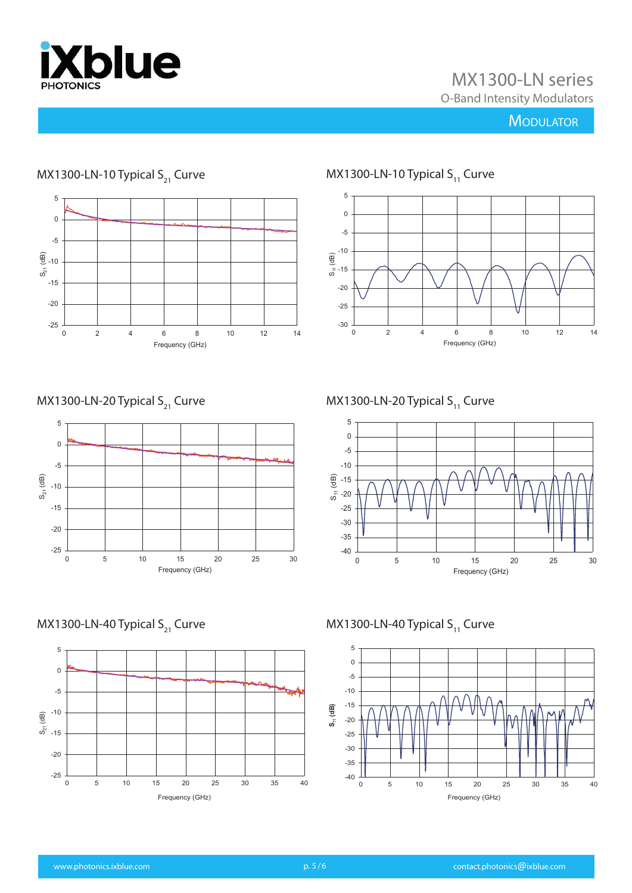## MX1300-LN-10 Typical $S_{21}$ Curve

## MX1300-LN-10 Typical $S_{11}$ Curve

## MX1300-LN-20 Typical $S_{21}$ Curve

## MX1300-LN-20 Typical $S_{11}$ Curve

## MX1300-LN-40 Typical $S_{21}$ Curve

## MX1300-LN-40 Typical $S_{11}$ Curve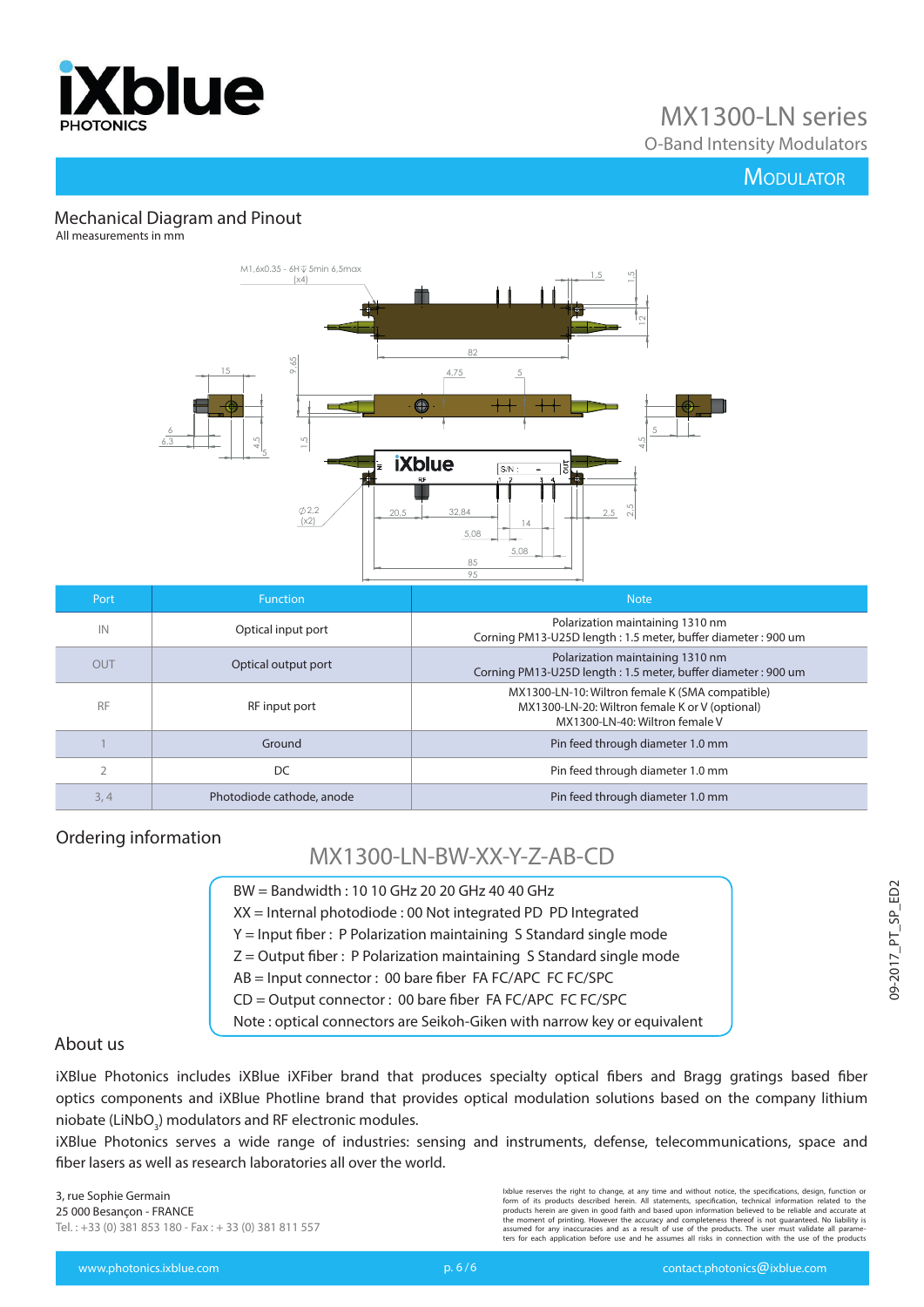## Mechanical Diagram and Pinout

All measurements in mm

M1,6x0.35 - 6H ⊽ 5min 6,5max (x4)

1,5
1,5
12
82
9,65
15
4,75
5
6
6,3
4,5
5
1,5
5
4,5
∅2,2 (x2)
20,5
32,84
5,08
14
5,08
2,5
2,5
85
95

| Port | Function | Note |
|---|---|---|
| IN | Optical input port | Polarization maintaining 1310 nm<br>Corning PM13-U25D length : 1.5 meter, buffer diameter : 900 um |
| OUT | Optical output port | Polarization maintaining 1310 nm<br>Corning PM13-U25D length : 1.5 meter, buffer diameter : 900 um |
| RF | RF input port | MX1300-LN-10: Wiltron female K (SMA compatible)<br>MX1300-LN-20: Wiltron female K or V (optional)<br>MX1300-LN-40: Wiltron female V |
| 1 | Ground | Pin feed through diameter 1.0 mm |
| 2 | DC | Pin feed through diameter 1.0 mm |
| 3, 4 | Photodiode cathode, anode | Pin feed through diameter 1.0 mm |

## Ordering information

MX1300-LN-BW-XX-Y-Z-AB-CD

- BW = Bandwidth : 10 10 GHz 20 20 GHz 40 40 GHz
- XX = Internal photodiode : 00 Not integrated PD PD Integrated
- Y = Input fiber : P Polarization maintaining S Standard single mode
- Z = Output fiber : P Polarization maintaining S Standard single mode
- AB = Input connector : 00 bare fiber FA FC/APC FC FC/SPC
- CD = Output connector : 00 bare fiber FA FC/APC FC FC/SPC
- Note : optical connectors are Seikoh-Giken with narrow key or equivalent

## About us

iXBlue Photonics includes iXBlue iXFiber brand that produces specialty optical fibers and Bragg gratings based fiber optics components and iXBlue Photline brand that provides optical modulation solutions based on the company lithium niobate ($LiNbO_3$) modulators and RF electronic modules.

iXBlue Photonics serves a wide range of industries: sensing and instruments, defense, telecommunications, space and fiber lasers as well as research laboratories all over the world.

3, rue Sophie Germain
25 000 Besançon - FRANCE
Tel. : +33 (0) 381 853 180 - Fax : + 33 (0) 381 811 557

Ixblue reserves the right to change, at any time and without notice, the specifications, design, function or form of its products described herein. All statements, specification, technical information related to the products herein are given in good faith and based upon information believed to be reliable and accurate at the moment of printing. However the accuracy and completeness thereof is not guaranteed. No liability is assumed for any inaccuracies and as a result of use of the products. The user must validate all parameters for each application before use and he assumes all risks in connection with the use of the products

09-2017_PT_SP_ED2